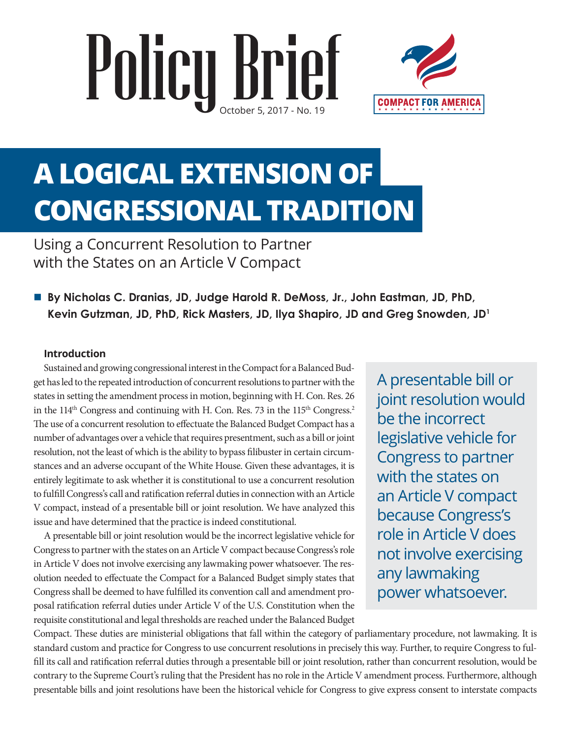# Policy Brief

October 5, 2017 - No. 19

COMPACT FOR AMERICA

# A LOGICAL EXTENSION OF CONGRESSIONAL TRADITION

## Using a Concurrent Resolution to Partner with the States on an Article V Compact

**By Nicholas C. Dranias, JD, Judge Harold R. DeMoss, Jr., John Eastman, JD, PhD, Kevin Gutzman, JD, PhD, Rick Masters, JD, Ilya Shapiro, JD and Greg Snowden, JD[1]**

### Introduction

Sustained and growing congressional interest in the Compact for a Balanced Budget has led to the repeated introduction of concurrent resolutions to partner with the states in setting the amendment process in motion, beginning with H. Con. Res. 26 in the 114th Congress and continuing with H. Con. Res. 73 in the 115th Congress.[2] The use of a concurrent resolution to effectuate the Balanced Budget Compact has a number of advantages over a vehicle that requires presentment, such as a bill or joint resolution, not the least of which is the ability to bypass filibuster in certain circumstances and an adverse occupant of the White House. Given these advantages, it is entirely legitimate to ask whether it is constitutional to use a concurrent resolution to fulfill Congress's call and ratification referral duties in connection with an Article V compact, instead of a presentable bill or joint resolution. We have analyzed this issue and have determined that the practice is indeed constitutional.

> A presentable bill or joint resolution would be the incorrect legislative vehicle for Congress to partner with the states on an Article V compact because Congress's role in Article V does not involve exercising any lawmaking power whatsoever.

A presentable bill or joint resolution would be the incorrect legislative vehicle for Congress to partner with the states on an Article V compact because Congress's role in Article V does not involve exercising any lawmaking power whatsoever. The resolution needed to effectuate the Compact for a Balanced Budget simply states that Congress shall be deemed to have fulfilled its convention call and amendment proposal ratification referral duties under Article V of the U.S. Constitution when the requisite constitutional and legal thresholds are reached under the Balanced Budget Compact. These duties are ministerial obligations that fall within the category of parliamentary procedure, not lawmaking. It is standard custom and practice for Congress to use concurrent resolutions in precisely this way. Further, to require Congress to fulfill its call and ratification referral duties through a presentable bill or joint resolution, rather than concurrent resolution, would be contrary to the Supreme Court's ruling that the President has no role in the Article V amendment process. Furthermore, although presentable bills and joint resolutions have been the historical vehicle for Congress to give express consent to interstate compacts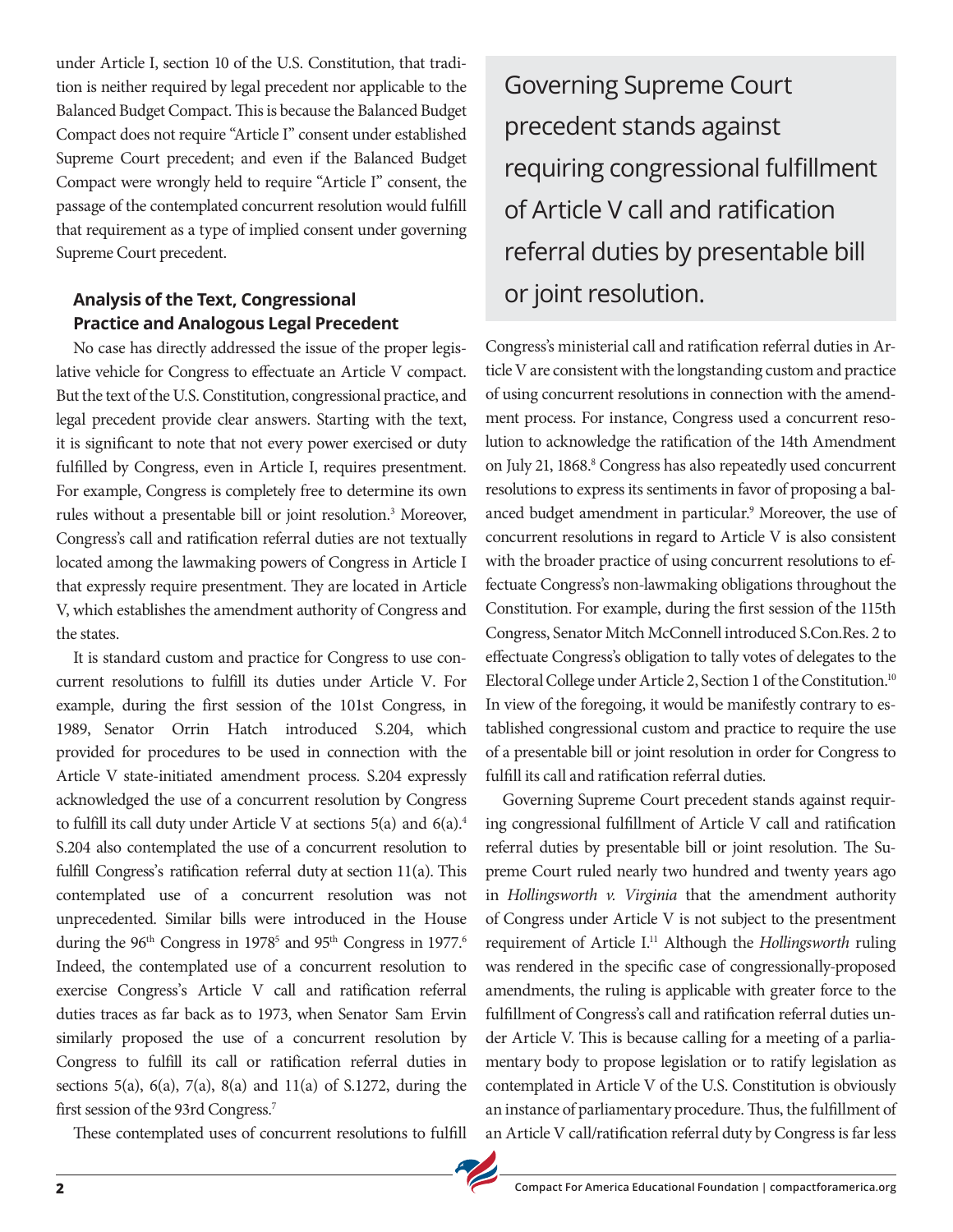under Article I, section 10 of the U.S. Constitution, that tradition is neither required by legal precedent nor applicable to the Balanced Budget Compact. This is because the Balanced Budget Compact does not require "Article I" consent under established Supreme Court precedent; and even if the Balanced Budget Compact were wrongly held to require "Article I" consent, the passage of the contemplated concurrent resolution would fulfill that requirement as a type of implied consent under governing Supreme Court precedent.

### Analysis of the Text, Congressional Practice and Analogous Legal Precedent

No case has directly addressed the issue of the proper legislative vehicle for Congress to effectuate an Article V compact. But the text of the U.S. Constitution, congressional practice, and legal precedent provide clear answers. Starting with the text, it is significant to note that not every power exercised or duty fulfilled by Congress, even in Article I, requires presentment. For example, Congress is completely free to determine its own rules without a presentable bill or joint resolution.[3] Moreover, Congress's call and ratification referral duties are not textually located among the lawmaking powers of Congress in Article I that expressly require presentment. They are located in Article V, which establishes the amendment authority of Congress and the states.

It is standard custom and practice for Congress to use concurrent resolutions to fulfill its duties under Article V. For example, during the first session of the 101st Congress, in 1989, Senator Orrin Hatch introduced S.204, which provided for procedures to be used in connection with the Article V state-initiated amendment process. S.204 expressly acknowledged the use of a concurrent resolution by Congress to fulfill its call duty under Article V at sections 5(a) and 6(a).[4] S.204 also contemplated the use of a concurrent resolution to fulfill Congress's ratification referral duty at section 11(a). This contemplated use of a concurrent resolution was not unprecedented. Similar bills were introduced in the House during the 96th Congress in 1978[5] and 95th Congress in 1977.[6] Indeed, the contemplated use of a concurrent resolution to exercise Congress's Article V call and ratification referral duties traces as far back as to 1973, when Senator Sam Ervin similarly proposed the use of a concurrent resolution by Congress to fulfill its call or ratification referral duties in sections 5(a), 6(a), 7(a), 8(a) and 11(a) of S.1272, during the first session of the 93rd Congress.[7]

These contemplated uses of concurrent resolutions to fulfill Congress's ministerial call and ratification referral duties in Article V are consistent with the longstanding custom and practice of using concurrent resolutions in connection with the amendment process. For instance, Congress used a concurrent resolution to acknowledge the ratification of the 14th Amendment on July 21, 1868.[8] Congress has also repeatedly used concurrent resolutions to express its sentiments in favor of proposing a balanced budget amendment in particular.[9] Moreover, the use of concurrent resolutions in regard to Article V is also consistent with the broader practice of using concurrent resolutions to effectuate Congress's non-lawmaking obligations throughout the Constitution. For example, during the first session of the 115th Congress, Senator Mitch McConnell introduced S.Con.Res. 2 to effectuate Congress's obligation to tally votes of delegates to the Electoral College under Article 2, Section 1 of the Constitution.[10] In view of the foregoing, it would be manifestly contrary to established congressional custom and practice to require the use of a presentable bill or joint resolution in order for Congress to fulfill its call and ratification referral duties.

> Governing Supreme Court precedent stands against requiring congressional fulfillment of Article V call and ratification referral duties by presentable bill or joint resolution.

Governing Supreme Court precedent stands against requiring congressional fulfillment of Article V call and ratification referral duties by presentable bill or joint resolution. The Supreme Court ruled nearly two hundred and twenty years ago in *Hollingsworth v. Virginia* that the amendment authority of Congress under Article V is not subject to the presentment requirement of Article I.[11] Although the *Hollingsworth* ruling was rendered in the specific case of congressionally-proposed amendments, the ruling is applicable with greater force to the fulfillment of Congress's call and ratification referral duties under Article V. This is because calling for a meeting of a parliamentary body to propose legislation or to ratify legislation as contemplated in Article V of the U.S. Constitution is obviously an instance of parliamentary procedure. Thus, the fulfillment of an Article V call/ratification referral duty by Congress is far less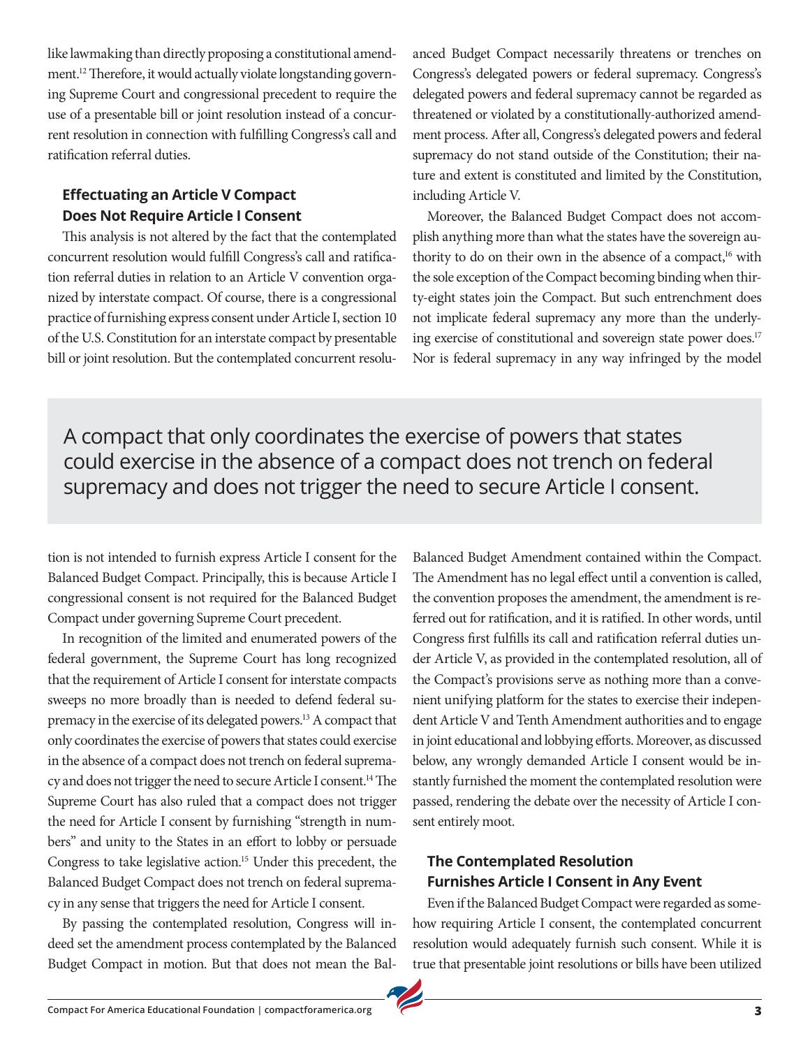like lawmaking than directly proposing a constitutional amendment.[12] Therefore, it would actually violate longstanding governing Supreme Court and congressional precedent to require the use of a presentable bill or joint resolution instead of a concurrent resolution in connection with fulfilling Congress's call and ratification referral duties.

### Effectuating an Article V Compact Does Not Require Article I Consent

This analysis is not altered by the fact that the contemplated concurrent resolution would fulfill Congress's call and ratification referral duties in relation to an Article V convention organized by interstate compact. Of course, there is a congressional practice of furnishing express consent under Article I, section 10 of the U.S. Constitution for an interstate compact by presentable bill or joint resolution. But the contemplated concurrent resolution is not intended to furnish express Article I consent for the Balanced Budget Compact. Principally, this is because Article I congressional consent is not required for the Balanced Budget Compact under governing Supreme Court precedent.

In recognition of the limited and enumerated powers of the federal government, the Supreme Court has long recognized that the requirement of Article I consent for interstate compacts sweeps no more broadly than is needed to defend federal supremacy in the exercise of its delegated powers.[13] A compact that only coordinates the exercise of powers that states could exercise in the absence of a compact does not trench on federal supremacy and does not trigger the need to secure Article I consent.[14] The Supreme Court has also ruled that a compact does not trigger the need for Article I consent by furnishing "strength in numbers" and unity to the States in an effort to lobby or persuade Congress to take legislative action.[15] Under this precedent, the Balanced Budget Compact does not trench on federal supremacy in any sense that triggers the need for Article I consent.

By passing the contemplated resolution, Congress will indeed set the amendment process contemplated by the Balanced Budget Compact in motion. But that does not mean the Balanced Budget Compact necessarily threatens or trenches on Congress's delegated powers or federal supremacy. Congress's delegated powers and federal supremacy cannot be regarded as threatened or violated by a constitutionally-authorized amendment process. After all, Congress's delegated powers and federal supremacy do not stand outside of the Constitution; their nature and extent is constituted and limited by the Constitution, including Article V.

Moreover, the Balanced Budget Compact does not accomplish anything more than what the states have the sovereign authority to do on their own in the absence of a compact,[16] with the sole exception of the Compact becoming binding when thirty-eight states join the Compact. But such entrenchment does not implicate federal supremacy any more than the underlying exercise of constitutional and sovereign state power does.[17] Nor is federal supremacy in any way infringed by the model Balanced Budget Amendment contained within the Compact. The Amendment has no legal effect until a convention is called, the convention proposes the amendment, the amendment is referred out for ratification, and it is ratified. In other words, until Congress first fulfills its call and ratification referral duties under Article V, as provided in the contemplated resolution, all of the Compact's provisions serve as nothing more than a convenient unifying platform for the states to exercise their independent Article V and Tenth Amendment authorities and to engage in joint educational and lobbying efforts. Moreover, as discussed below, any wrongly demanded Article I consent would be instantly furnished the moment the contemplated resolution were passed, rendering the debate over the necessity of Article I consent entirely moot.

> A compact that only coordinates the exercise of powers that states could exercise in the absence of a compact does not trench on federal supremacy and does not trigger the need to secure Article I consent.

### The Contemplated Resolution Furnishes Article I Consent in Any Event

Even if the Balanced Budget Compact were regarded as somehow requiring Article I consent, the contemplated concurrent resolution would adequately furnish such consent. While it is true that presentable joint resolutions or bills have been utilized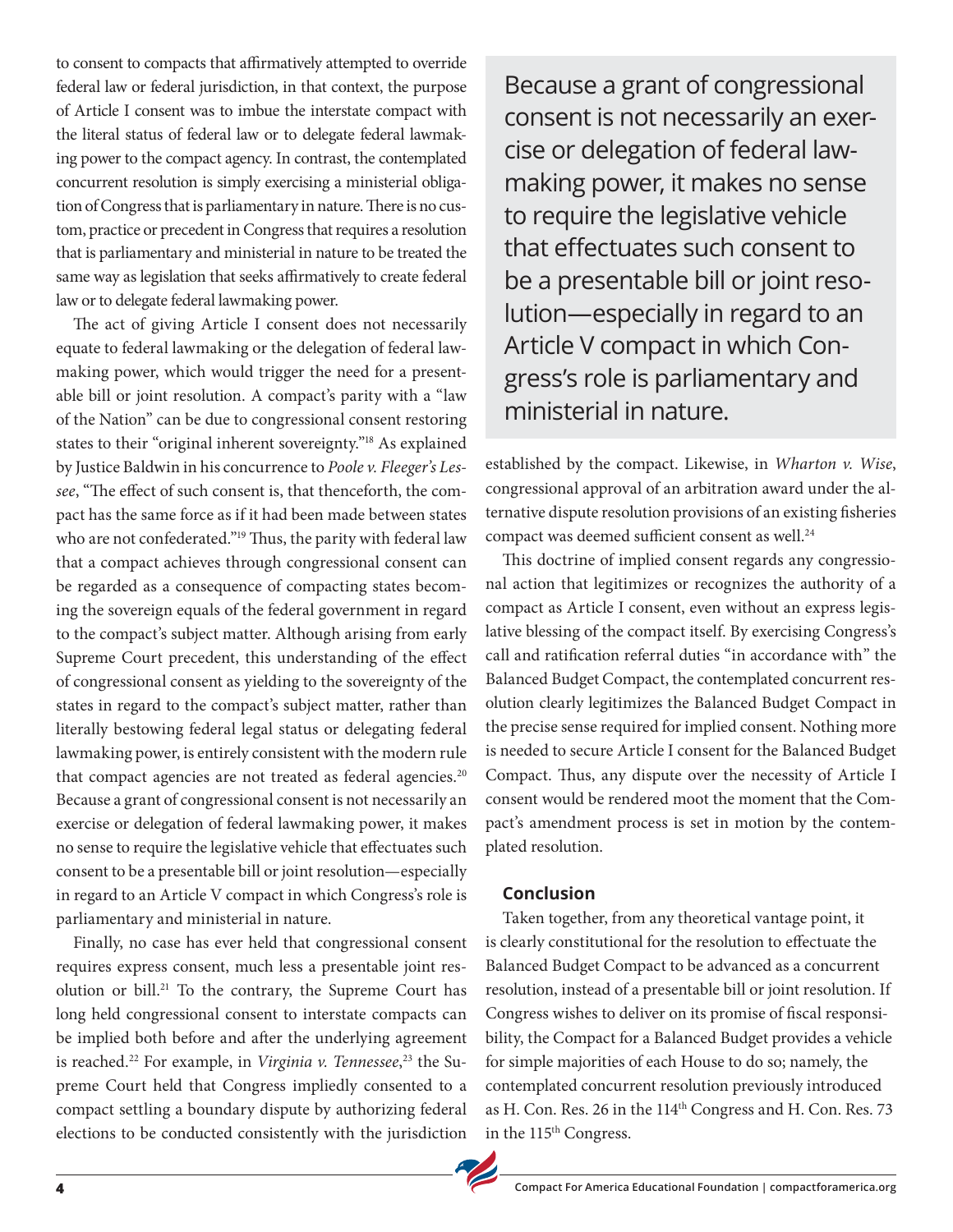to consent to compacts that affirmatively attempted to override federal law or federal jurisdiction, in that context, the purpose of Article I consent was to imbue the interstate compact with the literal status of federal law or to delegate federal lawmaking power to the compact agency. In contrast, the contemplated concurrent resolution is simply exercising a ministerial obligation of Congress that is parliamentary in nature. There is no custom, practice or precedent in Congress that requires a resolution that is parliamentary and ministerial in nature to be treated the same way as legislation that seeks affirmatively to create federal law or to delegate federal lawmaking power.

The act of giving Article I consent does not necessarily equate to federal lawmaking or the delegation of federal lawmaking power, which would trigger the need for a presentable bill or joint resolution. A compact's parity with a "law of the Nation" can be due to congressional consent restoring states to their "original inherent sovereignty."[18] As explained by Justice Baldwin in his concurrence to *Poole v. Fleeger's Lessee*, "The effect of such consent is, that thenceforth, the compact has the same force as if it had been made between states who are not confederated."[19] Thus, the parity with federal law that a compact achieves through congressional consent can be regarded as a consequence of compacting states becoming the sovereign equals of the federal government in regard to the compact's subject matter. Although arising from early Supreme Court precedent, this understanding of the effect of congressional consent as yielding to the sovereignty of the states in regard to the compact's subject matter, rather than literally bestowing federal legal status or delegating federal lawmaking power, is entirely consistent with the modern rule that compact agencies are not treated as federal agencies.[20] Because a grant of congressional consent is not necessarily an exercise or delegation of federal lawmaking power, it makes no sense to require the legislative vehicle that effectuates such consent to be a presentable bill or joint resolution—especially in regard to an Article V compact in which Congress's role is parliamentary and ministerial in nature.

> Because a grant of congressional consent is not necessarily an exercise or delegation of federal lawmaking power, it makes no sense to require the legislative vehicle that effectuates such consent to be a presentable bill or joint resolution—especially in regard to an Article V compact in which Congress's role is parliamentary and ministerial in nature.

Finally, no case has ever held that congressional consent requires express consent, much less a presentable joint resolution or bill.[21] To the contrary, the Supreme Court has long held congressional consent to interstate compacts can be implied both before and after the underlying agreement is reached.[22] For example, in *Virginia v. Tennessee*,[23] the Supreme Court held that Congress impliedly consented to a compact settling a boundary dispute by authorizing federal elections to be conducted consistently with the jurisdiction established by the compact. Likewise, in *Wharton v. Wise*, congressional approval of an arbitration award under the alternative dispute resolution provisions of an existing fisheries compact was deemed sufficient consent as well.[24]

This doctrine of implied consent regards any congressional action that legitimizes or recognizes the authority of a compact as Article I consent, even without an express legislative blessing of the compact itself. By exercising Congress's call and ratification referral duties "in accordance with" the Balanced Budget Compact, the contemplated concurrent resolution clearly legitimizes the Balanced Budget Compact in the precise sense required for implied consent. Nothing more is needed to secure Article I consent for the Balanced Budget Compact. Thus, any dispute over the necessity of Article I consent would be rendered moot the moment that the Compact's amendment process is set in motion by the contemplated resolution.

### Conclusion

Taken together, from any theoretical vantage point, it is clearly constitutional for the resolution to effectuate the Balanced Budget Compact to be advanced as a concurrent resolution, instead of a presentable bill or joint resolution. If Congress wishes to deliver on its promise of fiscal responsibility, the Compact for a Balanced Budget provides a vehicle for simple majorities of each House to do so; namely, the contemplated concurrent resolution previously introduced as H. Con. Res. 26 in the 114th Congress and H. Con. Res. 73 in the 115th Congress.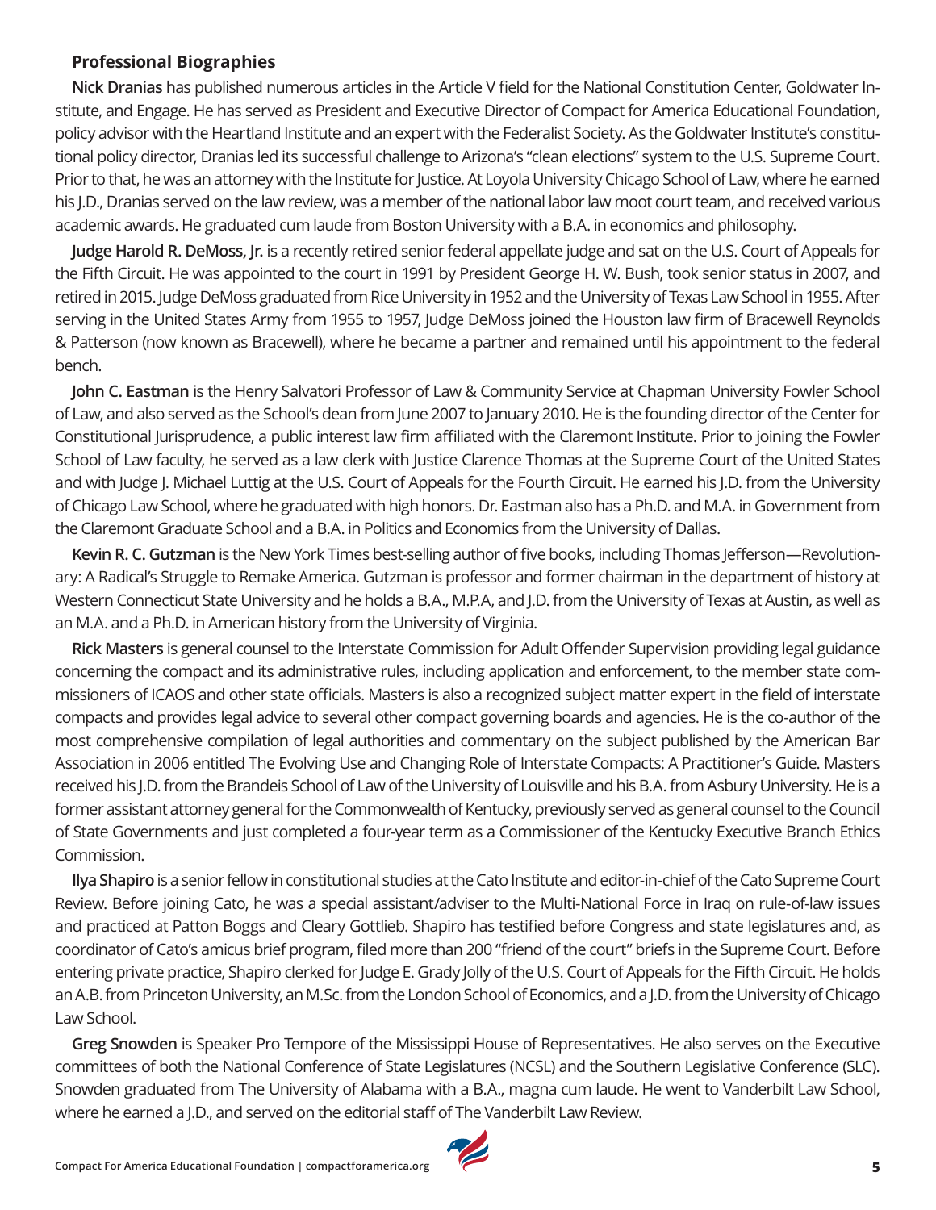### Professional Biographies

**Nick Dranias** has published numerous articles in the Article V field for the National Constitution Center, Goldwater Institute, and Engage. He has served as President and Executive Director of Compact for America Educational Foundation, policy advisor with the Heartland Institute and an expert with the Federalist Society. As the Goldwater Institute's constitutional policy director, Dranias led its successful challenge to Arizona's "clean elections" system to the U.S. Supreme Court. Prior to that, he was an attorney with the Institute for Justice. At Loyola University Chicago School of Law, where he earned his J.D., Dranias served on the law review, was a member of the national labor law moot court team, and received various academic awards. He graduated cum laude from Boston University with a B.A. in economics and philosophy.

**Judge Harold R. DeMoss, Jr.** is a recently retired senior federal appellate judge and sat on the U.S. Court of Appeals for the Fifth Circuit. He was appointed to the court in 1991 by President George H. W. Bush, took senior status in 2007, and retired in 2015. Judge DeMoss graduated from Rice University in 1952 and the University of Texas Law School in 1955. After serving in the United States Army from 1955 to 1957, Judge DeMoss joined the Houston law firm of Bracewell Reynolds & Patterson (now known as Bracewell), where he became a partner and remained until his appointment to the federal bench.

**John C. Eastman** is the Henry Salvatori Professor of Law & Community Service at Chapman University Fowler School of Law, and also served as the School's dean from June 2007 to January 2010. He is the founding director of the Center for Constitutional Jurisprudence, a public interest law firm affiliated with the Claremont Institute. Prior to joining the Fowler School of Law faculty, he served as a law clerk with Justice Clarence Thomas at the Supreme Court of the United States and with Judge J. Michael Luttig at the U.S. Court of Appeals for the Fourth Circuit. He earned his J.D. from the University of Chicago Law School, where he graduated with high honors. Dr. Eastman also has a Ph.D. and M.A. in Government from the Claremont Graduate School and a B.A. in Politics and Economics from the University of Dallas.

**Kevin R. C. Gutzman** is the New York Times best-selling author of five books, including Thomas Jefferson—Revolutionary: A Radical's Struggle to Remake America. Gutzman is professor and former chairman in the department of history at Western Connecticut State University and he holds a B.A., M.P.A, and J.D. from the University of Texas at Austin, as well as an M.A. and a Ph.D. in American history from the University of Virginia.

**Rick Masters** is general counsel to the Interstate Commission for Adult Offender Supervision providing legal guidance concerning the compact and its administrative rules, including application and enforcement, to the member state commissioners of ICAOS and other state officials. Masters is also a recognized subject matter expert in the field of interstate compacts and provides legal advice to several other compact governing boards and agencies. He is the co-author of the most comprehensive compilation of legal authorities and commentary on the subject published by the American Bar Association in 2006 entitled The Evolving Use and Changing Role of Interstate Compacts: A Practitioner's Guide. Masters received his J.D. from the Brandeis School of Law of the University of Louisville and his B.A. from Asbury University. He is a former assistant attorney general for the Commonwealth of Kentucky, previously served as general counsel to the Council of State Governments and just completed a four-year term as a Commissioner of the Kentucky Executive Branch Ethics Commission.

**Ilya Shapiro** is a senior fellow in constitutional studies at the Cato Institute and editor-in-chief of the Cato Supreme Court Review. Before joining Cato, he was a special assistant/adviser to the Multi-National Force in Iraq on rule-of-law issues and practiced at Patton Boggs and Cleary Gottlieb. Shapiro has testified before Congress and state legislatures and, as coordinator of Cato's amicus brief program, filed more than 200 "friend of the court" briefs in the Supreme Court. Before entering private practice, Shapiro clerked for Judge E. Grady Jolly of the U.S. Court of Appeals for the Fifth Circuit. He holds an A.B. from Princeton University, an M.Sc. from the London School of Economics, and a J.D. from the University of Chicago Law School.

**Greg Snowden** is Speaker Pro Tempore of the Mississippi House of Representatives. He also serves on the Executive committees of both the National Conference of State Legislatures (NCSL) and the Southern Legislative Conference (SLC). Snowden graduated from The University of Alabama with a B.A., magna cum laude. He went to Vanderbilt Law School, where he earned a J.D., and served on the editorial staff of The Vanderbilt Law Review.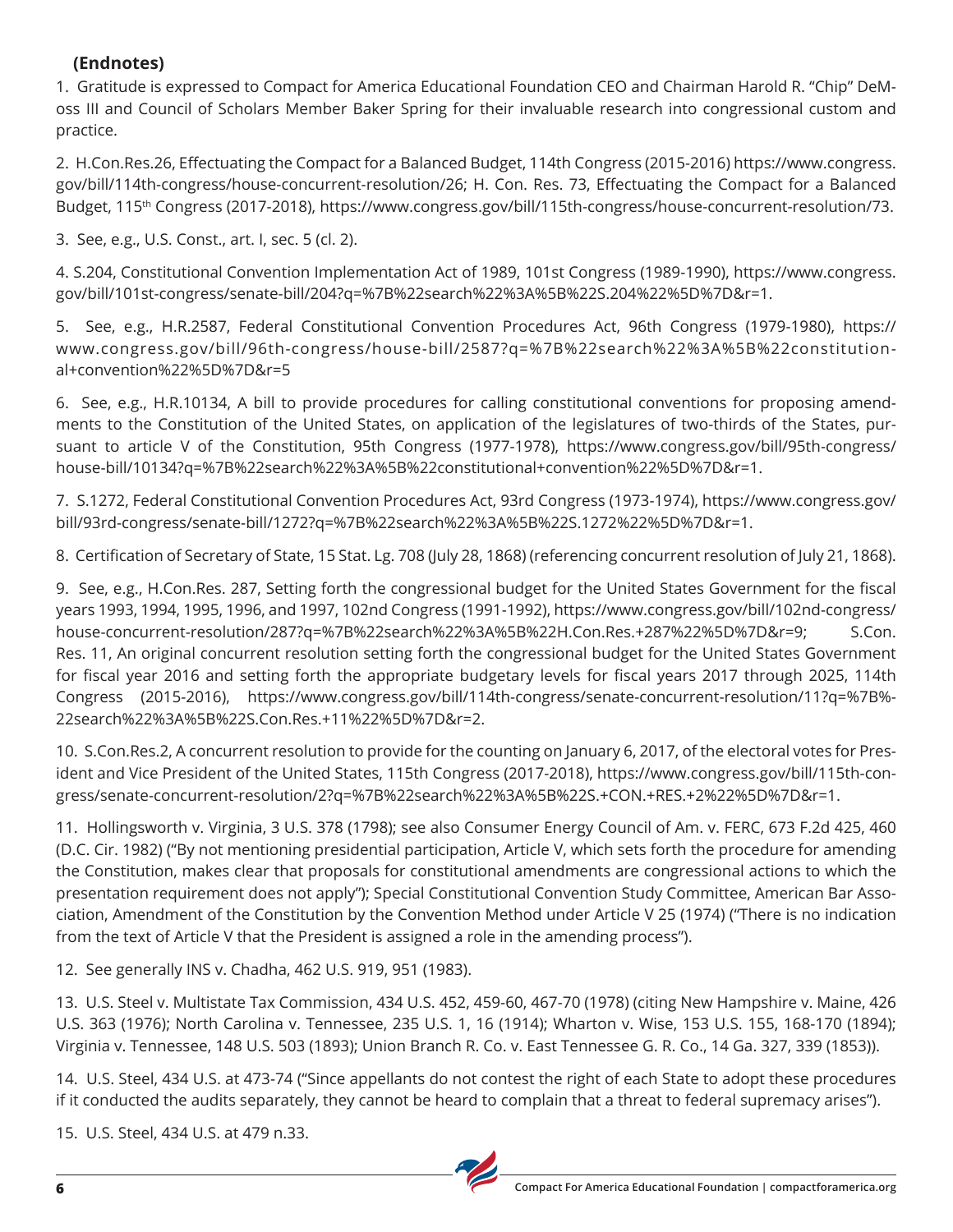**(Endnotes)**

1. Gratitude is expressed to Compact for America Educational Foundation CEO and Chairman Harold R. "Chip" DeMoss III and Council of Scholars Member Baker Spring for their invaluable research into congressional custom and practice.

2. H.Con.Res.26, Effectuating the Compact for a Balanced Budget, 114th Congress (2015-2016) https://www.congress.gov/bill/114th-congress/house-concurrent-resolution/26; H. Con. Res. 73, Effectuating the Compact for a Balanced Budget, 115th Congress (2017-2018), https://www.congress.gov/bill/115th-congress/house-concurrent-resolution/73.

3. See, e.g., U.S. Const., art. I, sec. 5 (cl. 2).

4. S.204, Constitutional Convention Implementation Act of 1989, 101st Congress (1989-1990), https://www.congress.gov/bill/101st-congress/senate-bill/204?q=%7B%22search%22%3A%5B%22S.204%22%5D%7D&r=1.

5. See, e.g., H.R.2587, Federal Constitutional Convention Procedures Act, 96th Congress (1979-1980), https://www.congress.gov/bill/96th-congress/house-bill/2587?q=%7B%22search%22%3A%5B%22constitutional+convention%22%5D%7D&r=5

6. See, e.g., H.R.10134, A bill to provide procedures for calling constitutional conventions for proposing amendments to the Constitution of the United States, on application of the legislatures of two-thirds of the States, pursuant to article V of the Constitution, 95th Congress (1977-1978), https://www.congress.gov/bill/95th-congress/house-bill/10134?q=%7B%22search%22%3A%5B%22constitutional+convention%22%5D%7D&r=1.

7. S.1272, Federal Constitutional Convention Procedures Act, 93rd Congress (1973-1974), https://www.congress.gov/bill/93rd-congress/senate-bill/1272?q=%7B%22search%22%3A%5B%22S.1272%22%5D%7D&r=1.

8. Certification of Secretary of State, 15 Stat. Lg. 708 (July 28, 1868) (referencing concurrent resolution of July 21, 1868).

9. See, e.g., H.Con.Res. 287, Setting forth the congressional budget for the United States Government for the fiscal years 1993, 1994, 1995, 1996, and 1997, 102nd Congress (1991-1992), https://www.congress.gov/bill/102nd-congress/house-concurrent-resolution/287?q=%7B%22search%22%3A%5B%22H.Con.Res.+287%22%5D%7D&r=9; S.Con. Res. 11, An original concurrent resolution setting forth the congressional budget for the United States Government for fiscal year 2016 and setting forth the appropriate budgetary levels for fiscal years 2017 through 2025, 114th Congress (2015-2016), https://www.congress.gov/bill/114th-congress/senate-concurrent-resolution/11?q=%7B%22search%22%3A%5B%22S.Con.Res.+11%22%5D%7D&r=2.

10. S.Con.Res.2, A concurrent resolution to provide for the counting on January 6, 2017, of the electoral votes for President and Vice President of the United States, 115th Congress (2017-2018), https://www.congress.gov/bill/115th-congress/senate-concurrent-resolution/2?q=%7B%22search%22%3A%5B%22S.+CON.+RES.+2%22%5D%7D&r=1.

11. Hollingsworth v. Virginia, 3 U.S. 378 (1798); see also Consumer Energy Council of Am. v. FERC, 673 F.2d 425, 460 (D.C. Cir. 1982) ("By not mentioning presidential participation, Article V, which sets forth the procedure for amending the Constitution, makes clear that proposals for constitutional amendments are congressional actions to which the presentation requirement does not apply"); Special Constitutional Convention Study Committee, American Bar Association, Amendment of the Constitution by the Convention Method under Article V 25 (1974) ("There is no indication from the text of Article V that the President is assigned a role in the amending process").

12. See generally INS v. Chadha, 462 U.S. 919, 951 (1983).

13. U.S. Steel v. Multistate Tax Commission, 434 U.S. 452, 459-60, 467-70 (1978) (citing New Hampshire v. Maine, 426 U.S. 363 (1976); North Carolina v. Tennessee, 235 U.S. 1, 16 (1914); Wharton v. Wise, 153 U.S. 155, 168-170 (1894); Virginia v. Tennessee, 148 U.S. 503 (1893); Union Branch R. Co. v. East Tennessee G. R. Co., 14 Ga. 327, 339 (1853)).

14. U.S. Steel, 434 U.S. at 473-74 ("Since appellants do not contest the right of each State to adopt these procedures if it conducted the audits separately, they cannot be heard to complain that a threat to federal supremacy arises").

15. U.S. Steel, 434 U.S. at 479 n.33.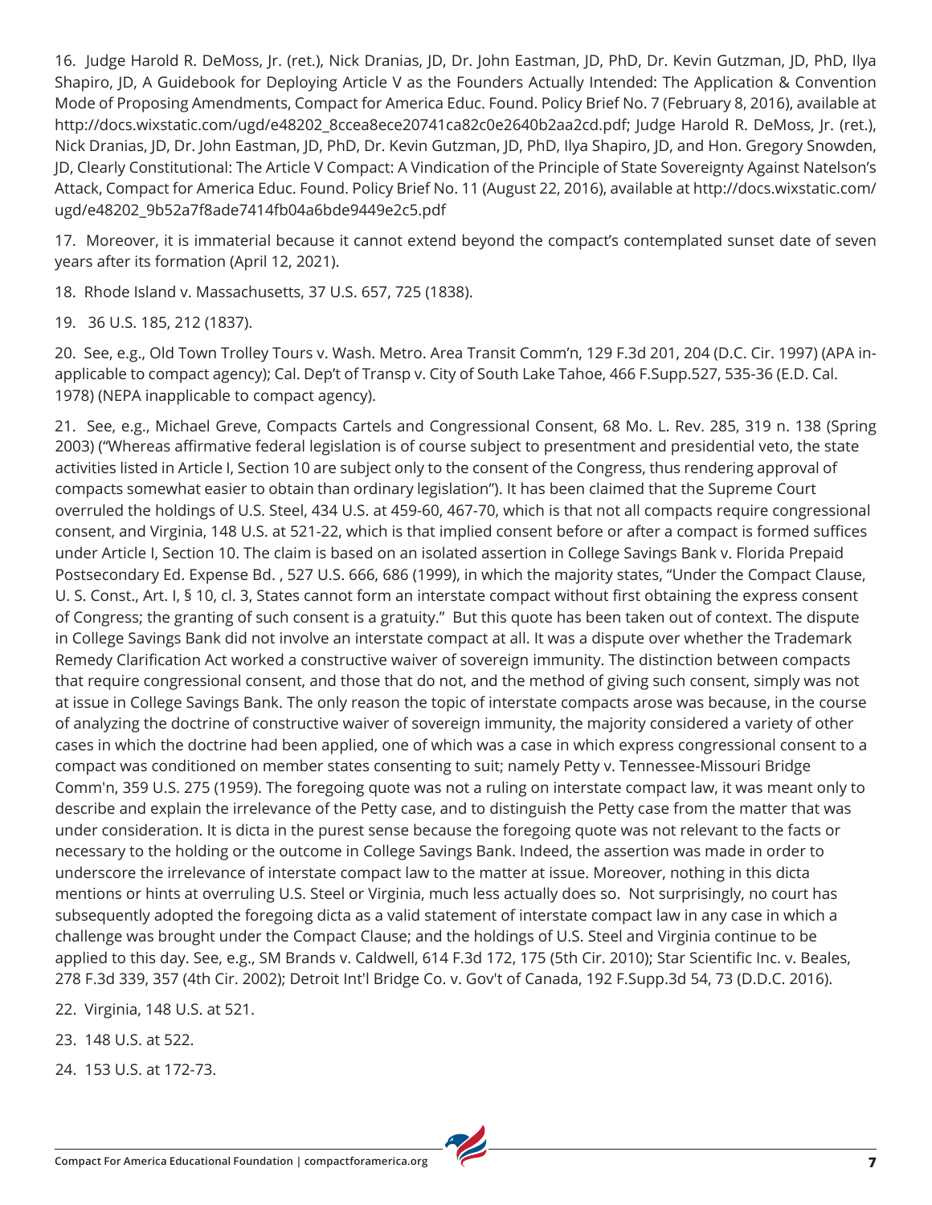16. Judge Harold R. DeMoss, Jr. (ret.), Nick Dranias, JD, Dr. John Eastman, JD, PhD, Dr. Kevin Gutzman, JD, PhD, Ilya Shapiro, JD, A Guidebook for Deploying Article V as the Founders Actually Intended: The Application & Convention Mode of Proposing Amendments, Compact for America Educ. Found. Policy Brief No. 7 (February 8, 2016), available at http://docs.wixstatic.com/ugd/e48202_8ccea8ece20741ca82c0e2640b2aa2cd.pdf; Judge Harold R. DeMoss, Jr. (ret.), Nick Dranias, JD, Dr. John Eastman, JD, PhD, Dr. Kevin Gutzman, JD, PhD, Ilya Shapiro, JD, and Hon. Gregory Snowden, JD, Clearly Constitutional: The Article V Compact: A Vindication of the Principle of State Sovereignty Against Natelson's Attack, Compact for America Educ. Found. Policy Brief No. 11 (August 22, 2016), available at http://docs.wixstatic.com/ugd/e48202_9b52a7f8ade7414fb04a6bde9449e2c5.pdf

17. Moreover, it is immaterial because it cannot extend beyond the compact's contemplated sunset date of seven years after its formation (April 12, 2021).

18. Rhode Island v. Massachusetts, 37 U.S. 657, 725 (1838).

19. 36 U.S. 185, 212 (1837).

20. See, e.g., Old Town Trolley Tours v. Wash. Metro. Area Transit Comm'n, 129 F.3d 201, 204 (D.C. Cir. 1997) (APA inapplicable to compact agency); Cal. Dep't of Transp v. City of South Lake Tahoe, 466 F.Supp.527, 535-36 (E.D. Cal. 1978) (NEPA inapplicable to compact agency).

21. See, e.g., Michael Greve, Compacts Cartels and Congressional Consent, 68 Mo. L. Rev. 285, 319 n. 138 (Spring 2003) ("Whereas affirmative federal legislation is of course subject to presentment and presidential veto, the state activities listed in Article I, Section 10 are subject only to the consent of the Congress, thus rendering approval of compacts somewhat easier to obtain than ordinary legislation"). It has been claimed that the Supreme Court overruled the holdings of U.S. Steel, 434 U.S. at 459-60, 467-70, which is that not all compacts require congressional consent, and Virginia, 148 U.S. at 521-22, which is that implied consent before or after a compact is formed suffices under Article I, Section 10. The claim is based on an isolated assertion in College Savings Bank v. Florida Prepaid Postsecondary Ed. Expense Bd. , 527 U.S. 666, 686 (1999), in which the majority states, "Under the Compact Clause, U. S. Const., Art. I, § 10, cl. 3, States cannot form an interstate compact without first obtaining the express consent of Congress; the granting of such consent is a gratuity." But this quote has been taken out of context. The dispute in College Savings Bank did not involve an interstate compact at all. It was a dispute over whether the Trademark Remedy Clarification Act worked a constructive waiver of sovereign immunity. The distinction between compacts that require congressional consent, and those that do not, and the method of giving such consent, simply was not at issue in College Savings Bank. The only reason the topic of interstate compacts arose was because, in the course of analyzing the doctrine of constructive waiver of sovereign immunity, the majority considered a variety of other cases in which the doctrine had been applied, one of which was a case in which express congressional consent to a compact was conditioned on member states consenting to suit; namely Petty v. Tennessee-Missouri Bridge Comm'n, 359 U.S. 275 (1959). The foregoing quote was not a ruling on interstate compact law, it was meant only to describe and explain the irrelevance of the Petty case, and to distinguish the Petty case from the matter that was under consideration. It is dicta in the purest sense because the foregoing quote was not relevant to the facts or necessary to the holding or the outcome in College Savings Bank. Indeed, the assertion was made in order to underscore the irrelevance of interstate compact law to the matter at issue. Moreover, nothing in this dicta mentions or hints at overruling U.S. Steel or Virginia, much less actually does so. Not surprisingly, no court has subsequently adopted the foregoing dicta as a valid statement of interstate compact law in any case in which a challenge was brought under the Compact Clause; and the holdings of U.S. Steel and Virginia continue to be applied to this day. See, e.g., SM Brands v. Caldwell, 614 F.3d 172, 175 (5th Cir. 2010); Star Scientific Inc. v. Beales, 278 F.3d 339, 357 (4th Cir. 2002); Detroit Int'l Bridge Co. v. Gov't of Canada, 192 F.Supp.3d 54, 73 (D.D.C. 2016).

22. Virginia, 148 U.S. at 521.

23. 148 U.S. at 522.

24. 153 U.S. at 172-73.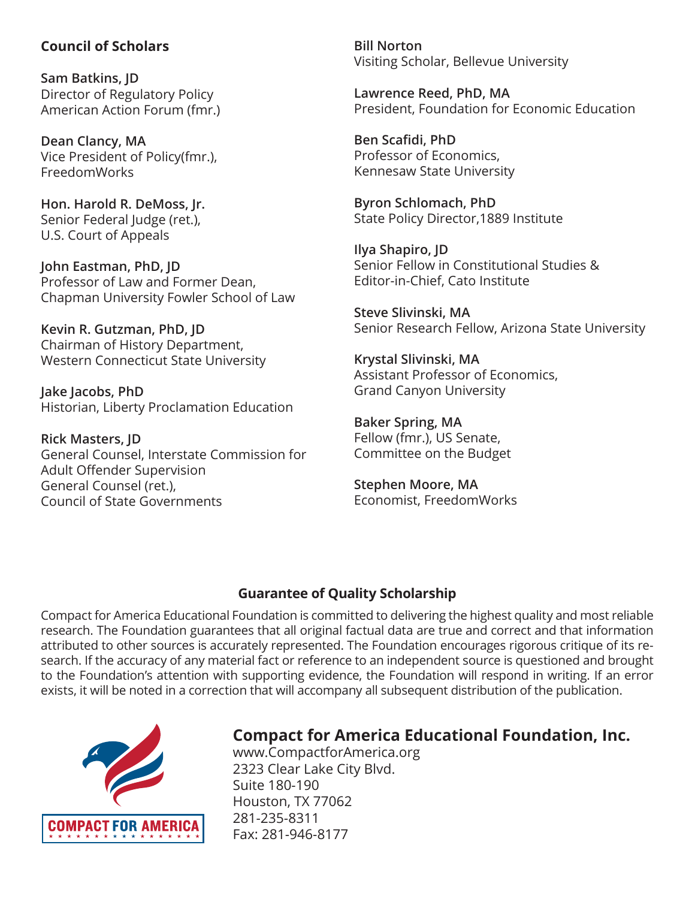## Council of Scholars

**Sam Batkins, JD**
Director of Regulatory Policy
American Action Forum (fmr.)

**Dean Clancy, MA**
Vice President of Policy(fmr.),
FreedomWorks

**Hon. Harold R. DeMoss, Jr.**
Senior Federal Judge (ret.),
U.S. Court of Appeals

**John Eastman, PhD, JD**
Professor of Law and Former Dean,
Chapman University Fowler School of Law

**Kevin R. Gutzman, PhD, JD**
Chairman of History Department,
Western Connecticut State University

**Jake Jacobs, PhD**
Historian, Liberty Proclamation Education

**Rick Masters, JD**
General Counsel, Interstate Commission for
Adult Offender Supervision
General Counsel (ret.),
Council of State Governments

**Bill Norton**
Visiting Scholar, Bellevue University

**Lawrence Reed, PhD, MA**
President, Foundation for Economic Education

**Ben Scafidi, PhD**
Professor of Economics,
Kennesaw State University

**Byron Schlomach, PhD**
State Policy Director,1889 Institute

**Ilya Shapiro, JD**
Senior Fellow in Constitutional Studies &
Editor-in-Chief, Cato Institute

**Steve Slivinski, MA**
Senior Research Fellow, Arizona State University

**Krystal Slivinski, MA**
Assistant Professor of Economics,
Grand Canyon University

**Baker Spring, MA**
Fellow (fmr.), US Senate,
Committee on the Budget

**Stephen Moore, MA**
Economist, FreedomWorks

### Guarantee of Quality Scholarship

Compact for America Educational Foundation is committed to delivering the highest quality and most reliable research. The Foundation guarantees that all original factual data are true and correct and that information attributed to other sources is accurately represented. The Foundation encourages rigorous critique of its research. If the accuracy of any material fact or reference to an independent source is questioned and brought to the Foundation's attention with supporting evidence, the Foundation will respond in writing. If an error exists, it will be noted in a correction that will accompany all subsequent distribution of the publication.

COMPACT FOR AMERICA

**Compact for America Educational Foundation, Inc.**
www.CompactforAmerica.org
2323 Clear Lake City Blvd.
Suite 180-190
Houston, TX 77062
281-235-8311
Fax: 281-946-8177